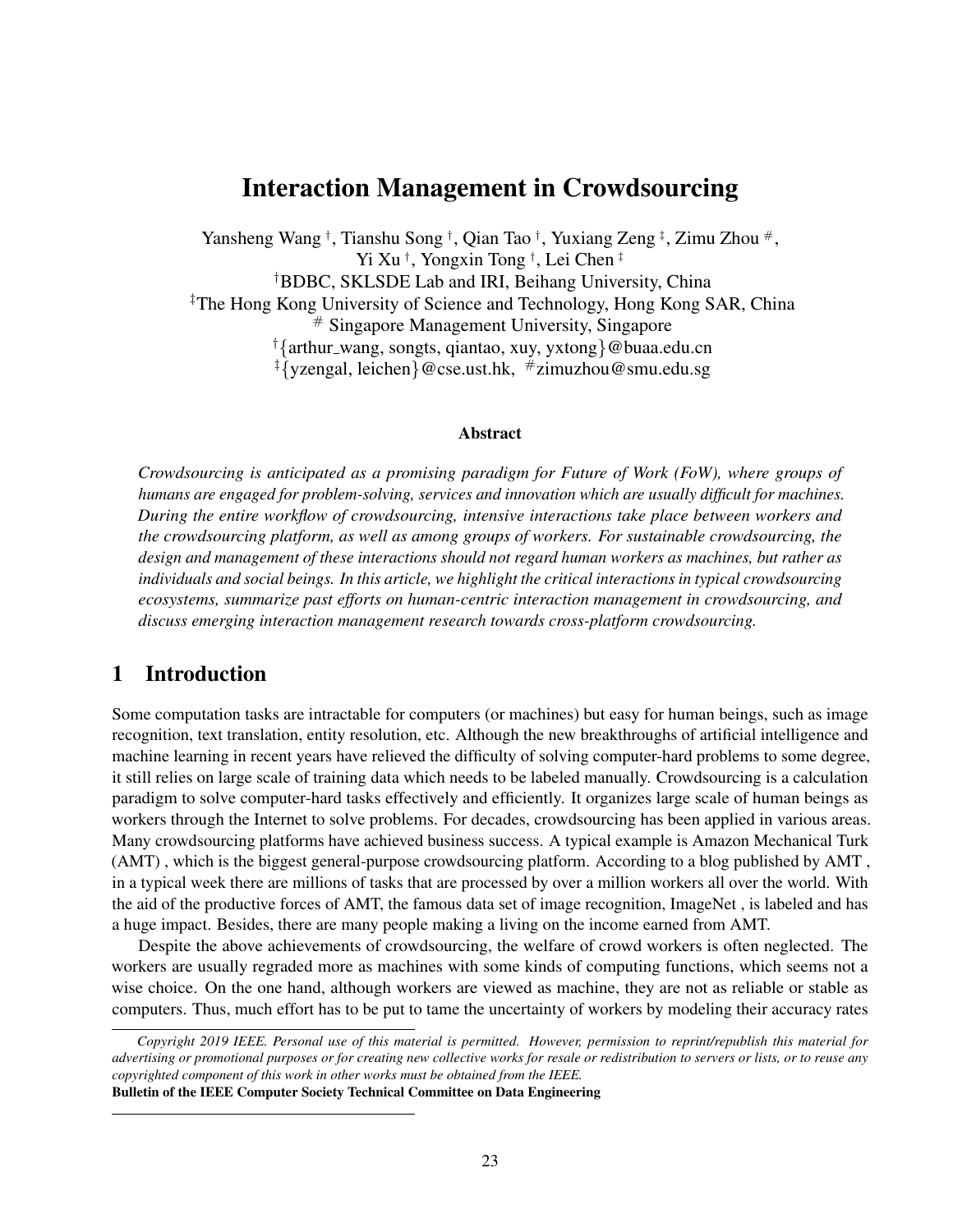# Interaction Management in Crowdsourcing

Yansheng Wang †, Tianshu Song †, Qian Tao †, Yuxiang Zeng ‡, Zimu Zhou #,
Yi Xu †, Yongxin Tong †, Lei Chen ‡

†BDBC, SKLSDE Lab and IRI, Beihang University, China
‡The Hong Kong University of Science and Technology, Hong Kong SAR, China
# Singapore Management University, Singapore
†{arthur_wang, songts, qiantao, xuy, yxtong}@buaa.edu.cn
‡{yzengal, leichen}@cse.ust.hk, #zimuzhou@smu.edu.sg

### Abstract

*Crowdsourcing is anticipated as a promising paradigm for Future of Work (FoW), where groups of humans are engaged for problem-solving, services and innovation which are usually difficult for machines. During the entire workflow of crowdsourcing, intensive interactions take place between workers and the crowdsourcing platform, as well as among groups of workers. For sustainable crowdsourcing, the design and management of these interactions should not regard human workers as machines, but rather as individuals and social beings. In this article, we highlight the critical interactions in typical crowdsourcing ecosystems, summarize past efforts on human-centric interaction management in crowdsourcing, and discuss emerging interaction management research towards cross-platform crowdsourcing.*

## 1 Introduction

Some computation tasks are intractable for computers (or machines) but easy for human beings, such as image recognition, text translation, entity resolution, etc. Although the new breakthroughs of artificial intelligence and machine learning in recent years have relieved the difficulty of solving computer-hard problems to some degree, it still relies on large scale of training data which needs to be labeled manually. Crowdsourcing is a calculation paradigm to solve computer-hard tasks effectively and efficiently. It organizes large scale of human beings as workers through the Internet to solve problems. For decades, crowdsourcing has been applied in various areas. Many crowdsourcing platforms have achieved business success. A typical example is Amazon Mechanical Turk (AMT) , which is the biggest general-purpose crowdsourcing platform. According to a blog published by AMT , in a typical week there are millions of tasks that are processed by over a million workers all over the world. With the aid of the productive forces of AMT, the famous data set of image recognition, ImageNet , is labeled and has a huge impact. Besides, there are many people making a living on the income earned from AMT.

Despite the above achievements of crowdsourcing, the welfare of crowd workers is often neglected. The workers are usually regraded more as machines with some kinds of computing functions, which seems not a wise choice. On the one hand, although workers are viewed as machine, they are not as reliable or stable as computers. Thus, much effort has to be put to tame the uncertainty of workers by modeling their accuracy rates

---

*Copyright 2019 IEEE. Personal use of this material is permitted. However, permission to reprint/republish this material for advertising or promotional purposes or for creating new collective works for resale or redistribution to servers or lists, or to reuse any copyrighted component of this work in other works must be obtained from the IEEE.*
**Bulletin of the IEEE Computer Society Technical Committee on Data Engineering**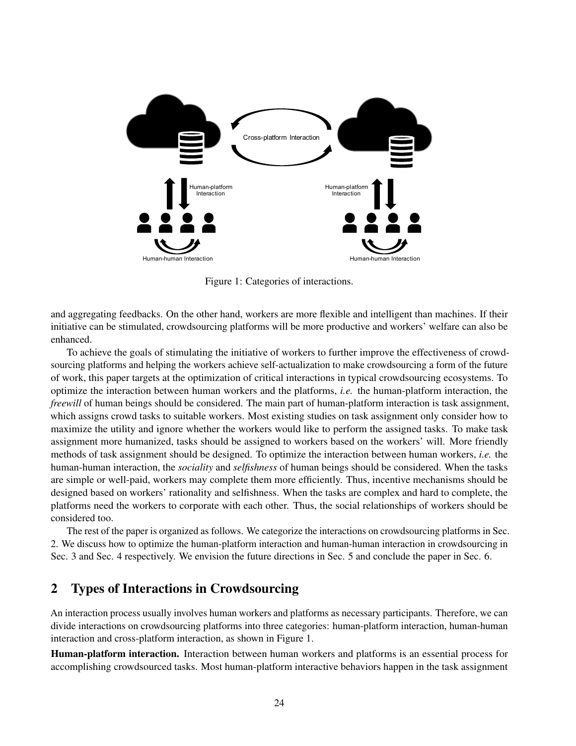Cross-platform Interaction

Human-platform Interaction

Human-platform Interaction

Human-human Interaction

Human-human Interaction

Figure 1: Categories of interactions.

and aggregating feedbacks. On the other hand, workers are more flexible and intelligent than machines. If their initiative can be stimulated, crowdsourcing platforms will be more productive and workers' welfare can also be enhanced.

To achieve the goals of stimulating the initiative of workers to further improve the effectiveness of crowdsourcing platforms and helping the workers achieve self-actualization to make crowdsourcing a form of the future of work, this paper targets at the optimization of critical interactions in typical crowdsourcing ecosystems. To optimize the interaction between human workers and the platforms, *i.e.* the human-platform interaction, the *freewill* of human beings should be considered. The main part of human-platform interaction is task assignment, which assigns crowd tasks to suitable workers. Most existing studies on task assignment only consider how to maximize the utility and ignore whether the workers would like to perform the assigned tasks. To make task assignment more humanized, tasks should be assigned to workers based on the workers' will. More friendly methods of task assignment should be designed. To optimize the interaction between human workers, *i.e.* the human-human interaction, the *sociality* and *selfishness* of human beings should be considered. When the tasks are simple or well-paid, workers may complete them more efficiently. Thus, incentive mechanisms should be designed based on workers' rationality and selfishness. When the tasks are complex and hard to complete, the platforms need the workers to corporate with each other. Thus, the social relationships of workers should be considered too.

The rest of the paper is organized as follows. We categorize the interactions on crowdsourcing platforms in Sec. 2. We discuss how to optimize the human-platform interaction and human-human interaction in crowdsourcing in Sec. 3 and Sec. 4 respectively. We envision the future directions in Sec. 5 and conclude the paper in Sec. 6.

## 2 Types of Interactions in Crowdsourcing

An interaction process usually involves human workers and platforms as necessary participants. Therefore, we can divide interactions on crowdsourcing platforms into three categories: human-platform interaction, human-human interaction and cross-platform interaction, as shown in Figure 1.

**Human-platform interaction.** Interaction between human workers and platforms is an essential process for accomplishing crowdsourced tasks. Most human-platform interactive behaviors happen in the task assignment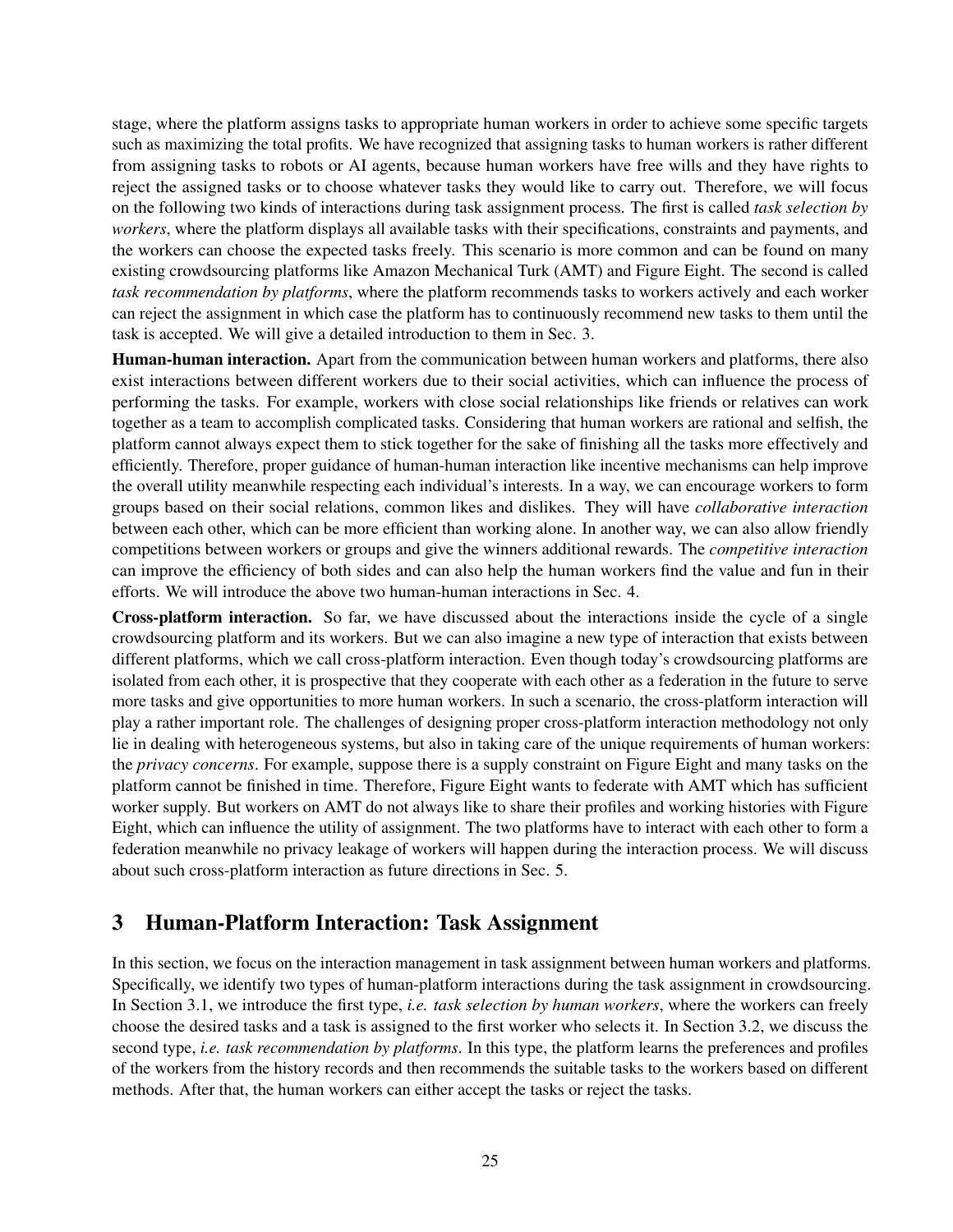stage, where the platform assigns tasks to appropriate human workers in order to achieve some specific targets such as maximizing the total profits. We have recognized that assigning tasks to human workers is rather different from assigning tasks to robots or AI agents, because human workers have free wills and they have rights to reject the assigned tasks or to choose whatever tasks they would like to carry out. Therefore, we will focus on the following two kinds of interactions during task assignment process. The first is called *task selection by workers*, where the platform displays all available tasks with their specifications, constraints and payments, and the workers can choose the expected tasks freely. This scenario is more common and can be found on many existing crowdsourcing platforms like Amazon Mechanical Turk (AMT) and Figure Eight. The second is called *task recommendation by platforms*, where the platform recommends tasks to workers actively and each worker can reject the assignment in which case the platform has to continuously recommend new tasks to them until the task is accepted. We will give a detailed introduction to them in Sec. 3.

**Human-human interaction.** Apart from the communication between human workers and platforms, there also exist interactions between different workers due to their social activities, which can influence the process of performing the tasks. For example, workers with close social relationships like friends or relatives can work together as a team to accomplish complicated tasks. Considering that human workers are rational and selfish, the platform cannot always expect them to stick together for the sake of finishing all the tasks more effectively and efficiently. Therefore, proper guidance of human-human interaction like incentive mechanisms can help improve the overall utility meanwhile respecting each individual's interests. In a way, we can encourage workers to form groups based on their social relations, common likes and dislikes. They will have *collaborative interaction* between each other, which can be more efficient than working alone. In another way, we can also allow friendly competitions between workers or groups and give the winners additional rewards. The *competitive interaction* can improve the efficiency of both sides and can also help the human workers find the value and fun in their efforts. We will introduce the above two human-human interactions in Sec. 4.

**Cross-platform interaction.** So far, we have discussed about the interactions inside the cycle of a single crowdsourcing platform and its workers. But we can also imagine a new type of interaction that exists between different platforms, which we call cross-platform interaction. Even though today's crowdsourcing platforms are isolated from each other, it is prospective that they cooperate with each other as a federation in the future to serve more tasks and give opportunities to more human workers. In such a scenario, the cross-platform interaction will play a rather important role. The challenges of designing proper cross-platform interaction methodology not only lie in dealing with heterogeneous systems, but also in taking care of the unique requirements of human workers: the *privacy concerns*. For example, suppose there is a supply constraint on Figure Eight and many tasks on the platform cannot be finished in time. Therefore, Figure Eight wants to federate with AMT which has sufficient worker supply. But workers on AMT do not always like to share their profiles and working histories with Figure Eight, which can influence the utility of assignment. The two platforms have to interact with each other to form a federation meanwhile no privacy leakage of workers will happen during the interaction process. We will discuss about such cross-platform interaction as future directions in Sec. 5.

## 3 Human-Platform Interaction: Task Assignment

In this section, we focus on the interaction management in task assignment between human workers and platforms. Specifically, we identify two types of human-platform interactions during the task assignment in crowdsourcing. In Section 3.1, we introduce the first type, *i.e. task selection by human workers*, where the workers can freely choose the desired tasks and a task is assigned to the first worker who selects it. In Section 3.2, we discuss the second type, *i.e. task recommendation by platforms*. In this type, the platform learns the preferences and profiles of the workers from the history records and then recommends the suitable tasks to the workers based on different methods. After that, the human workers can either accept the tasks or reject the tasks.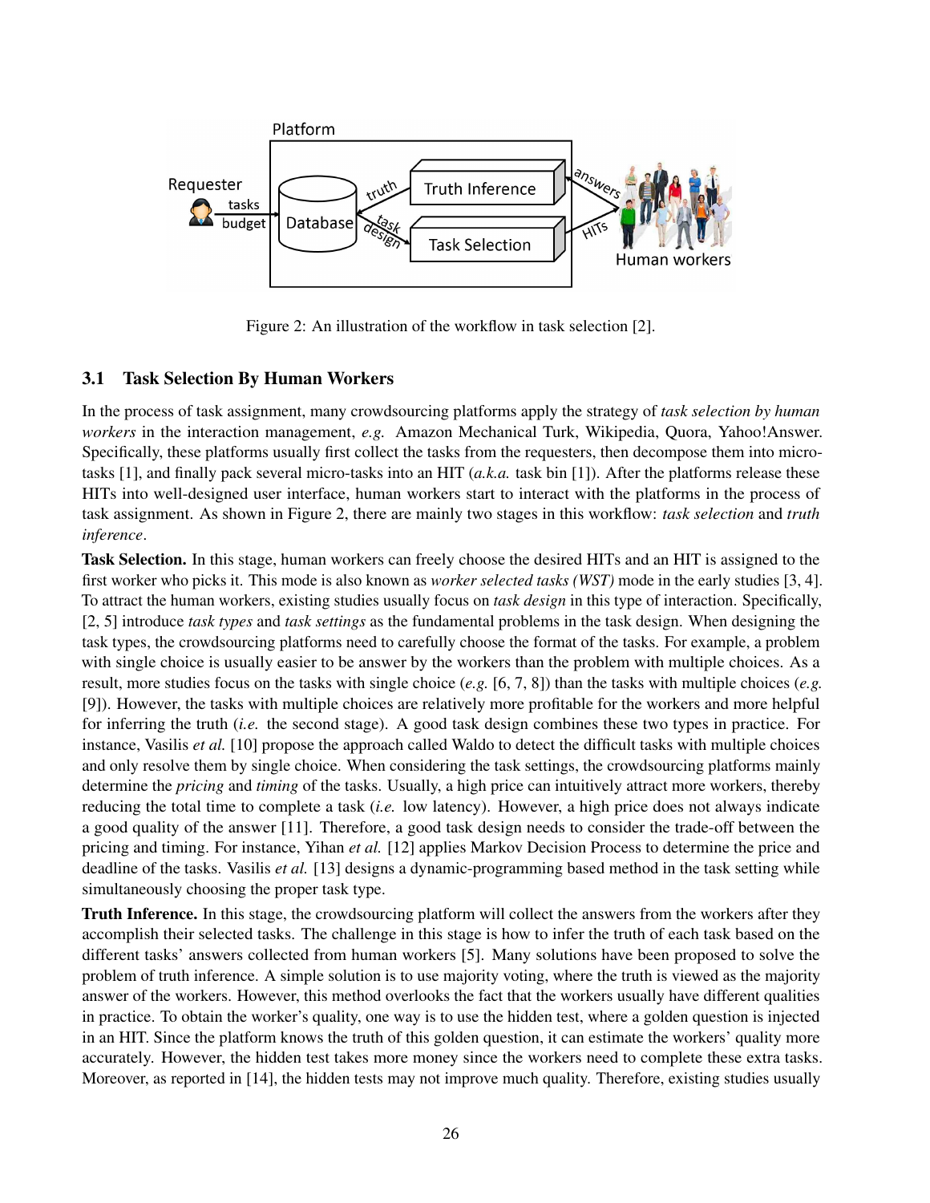Figure 2: An illustration of the workflow in task selection [2].

### 3.1 Task Selection By Human Workers

In the process of task assignment, many crowdsourcing platforms apply the strategy of *task selection by human workers* in the interaction management, *e.g.* Amazon Mechanical Turk, Wikipedia, Quora, Yahoo!Answer. Specifically, these platforms usually first collect the tasks from the requesters, then decompose them into micro-tasks [1], and finally pack several micro-tasks into an HIT (*a.k.a.* task bin [1]). After the platforms release these HITs into well-designed user interface, human workers start to interact with the platforms in the process of task assignment. As shown in Figure 2, there are mainly two stages in this workflow: *task selection* and *truth inference*.

**Task Selection.** In this stage, human workers can freely choose the desired HITs and an HIT is assigned to the first worker who picks it. This mode is also known as *worker selected tasks (WST)* mode in the early studies [3, 4]. To attract the human workers, existing studies usually focus on *task design* in this type of interaction. Specifically, [2, 5] introduce *task types* and *task settings* as the fundamental problems in the task design. When designing the task types, the crowdsourcing platforms need to carefully choose the format of the tasks. For example, a problem with single choice is usually easier to be answer by the workers than the problem with multiple choices. As a result, more studies focus on the tasks with single choice (*e.g.* [6, 7, 8]) than the tasks with multiple choices (*e.g.* [9]). However, the tasks with multiple choices are relatively more profitable for the workers and more helpful for inferring the truth (*i.e.* the second stage). A good task design combines these two types in practice. For instance, Vasilis *et al.* [10] propose the approach called Waldo to detect the difficult tasks with multiple choices and only resolve them by single choice. When considering the task settings, the crowdsourcing platforms mainly determine the *pricing* and *timing* of the tasks. Usually, a high price can intuitively attract more workers, thereby reducing the total time to complete a task (*i.e.* low latency). However, a high price does not always indicate a good quality of the answer [11]. Therefore, a good task design needs to consider the trade-off between the pricing and timing. For instance, Yihan *et al.* [12] applies Markov Decision Process to determine the price and deadline of the tasks. Vasilis *et al.* [13] designs a dynamic-programming based method in the task setting while simultaneously choosing the proper task type.

**Truth Inference.** In this stage, the crowdsourcing platform will collect the answers from the workers after they accomplish their selected tasks. The challenge in this stage is how to infer the truth of each task based on the different tasks' answers collected from human workers [5]. Many solutions have been proposed to solve the problem of truth inference. A simple solution is to use majority voting, where the truth is viewed as the majority answer of the workers. However, this method overlooks the fact that the workers usually have different qualities in practice. To obtain the worker's quality, one way is to use the hidden test, where a golden question is injected in an HIT. Since the platform knows the truth of this golden question, it can estimate the workers' quality more accurately. However, the hidden test takes more money since the workers need to complete these extra tasks. Moreover, as reported in [14], the hidden tests may not improve much quality. Therefore, existing studies usually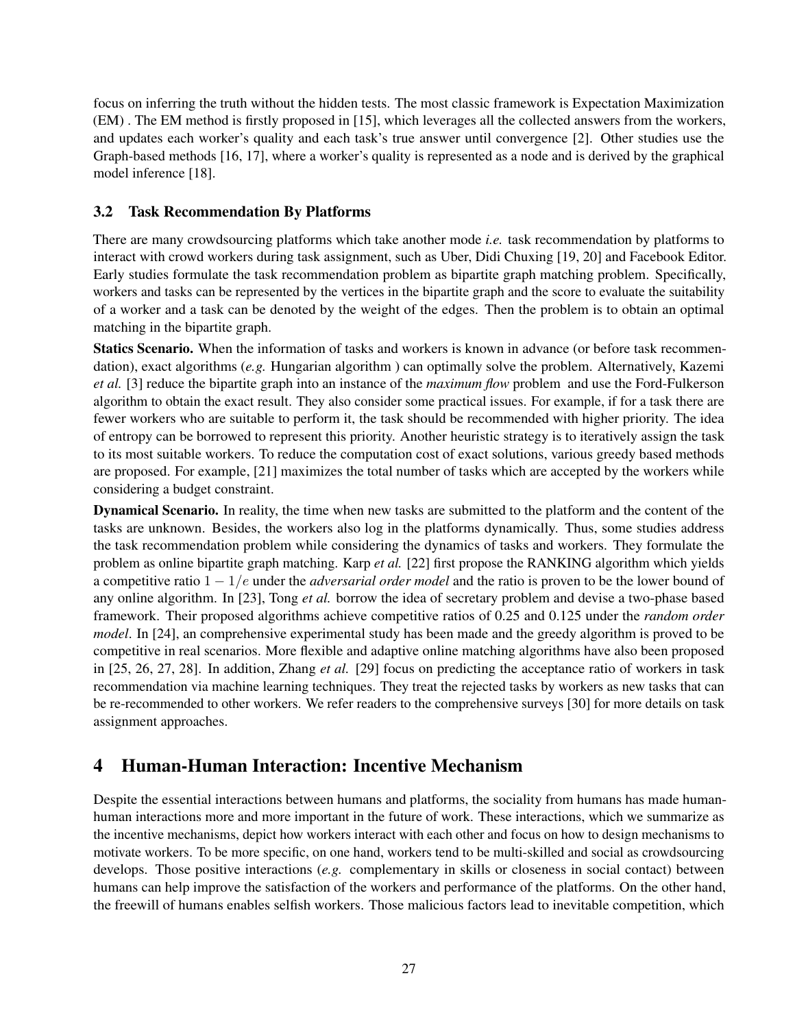focus on inferring the truth without the hidden tests. The most classic framework is Expectation Maximization (EM) . The EM method is firstly proposed in [15], which leverages all the collected answers from the workers, and updates each worker's quality and each task's true answer until convergence [2]. Other studies use the Graph-based methods [16, 17], where a worker's quality is represented as a node and is derived by the graphical model inference [18].

### 3.2 Task Recommendation By Platforms

There are many crowdsourcing platforms which take another mode *i.e.* task recommendation by platforms to interact with crowd workers during task assignment, such as Uber, Didi Chuxing [19, 20] and Facebook Editor. Early studies formulate the task recommendation problem as bipartite graph matching problem. Specifically, workers and tasks can be represented by the vertices in the bipartite graph and the score to evaluate the suitability of a worker and a task can be denoted by the weight of the edges. Then the problem is to obtain an optimal matching in the bipartite graph.

**Statics Scenario.** When the information of tasks and workers is known in advance (or before task recommendation), exact algorithms (*e.g.* Hungarian algorithm ) can optimally solve the problem. Alternatively, Kazemi *et al.* [3] reduce the bipartite graph into an instance of the *maximum flow* problem and use the Ford-Fulkerson algorithm to obtain the exact result. They also consider some practical issues. For example, if for a task there are fewer workers who are suitable to perform it, the task should be recommended with higher priority. The idea of entropy can be borrowed to represent this priority. Another heuristic strategy is to iteratively assign the task to its most suitable workers. To reduce the computation cost of exact solutions, various greedy based methods are proposed. For example, [21] maximizes the total number of tasks which are accepted by the workers while considering a budget constraint.

**Dynamical Scenario.** In reality, the time when new tasks are submitted to the platform and the content of the tasks are unknown. Besides, the workers also log in the platforms dynamically. Thus, some studies address the task recommendation problem while considering the dynamics of tasks and workers. They formulate the problem as online bipartite graph matching. Karp *et al.* [22] first propose the RANKING algorithm which yields a competitive ratio $1 - 1/e$ under the *adversarial order model* and the ratio is proven to be the lower bound of any online algorithm. In [23], Tong *et al.* borrow the idea of secretary problem and devise a two-phase based framework. Their proposed algorithms achieve competitive ratios of 0.25 and 0.125 under the *random order model*. In [24], an comprehensive experimental study has been made and the greedy algorithm is proved to be competitive in real scenarios. More flexible and adaptive online matching algorithms have also been proposed in [25, 26, 27, 28]. In addition, Zhang *et al.* [29] focus on predicting the acceptance ratio of workers in task recommendation via machine learning techniques. They treat the rejected tasks by workers as new tasks that can be re-recommended to other workers. We refer readers to the comprehensive surveys [30] for more details on task assignment approaches.

## 4 Human-Human Interaction: Incentive Mechanism

Despite the essential interactions between humans and platforms, the sociality from humans has made human-human interactions more and more important in the future of work. These interactions, which we summarize as the incentive mechanisms, depict how workers interact with each other and focus on how to design mechanisms to motivate workers. To be more specific, on one hand, workers tend to be multi-skilled and social as crowdsourcing develops. Those positive interactions (*e.g.* complementary in skills or closeness in social contact) between humans can help improve the satisfaction of the workers and performance of the platforms. On the other hand, the freewill of humans enables selfish workers. Those malicious factors lead to inevitable competition, which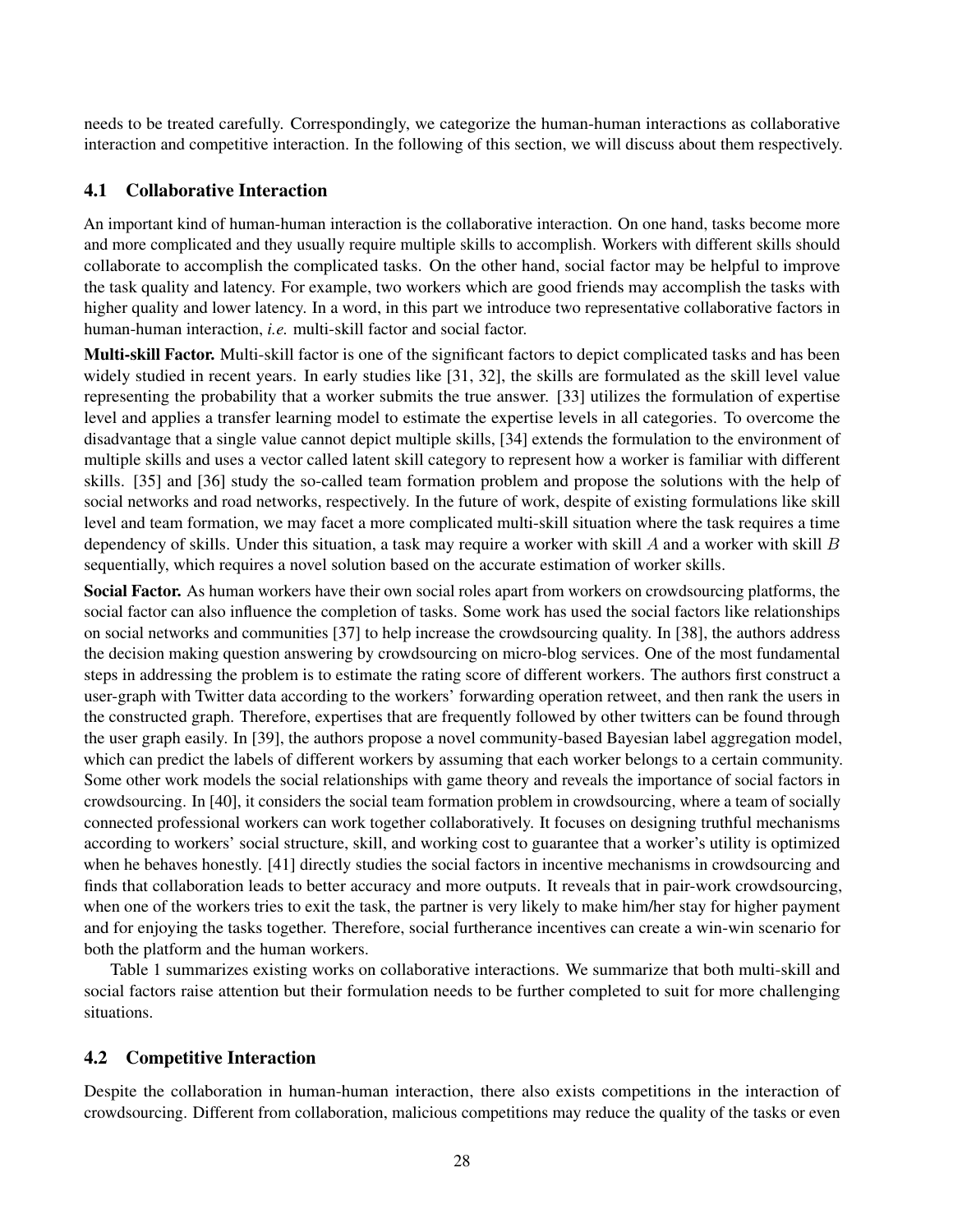needs to be treated carefully. Correspondingly, we categorize the human-human interactions as collaborative interaction and competitive interaction. In the following of this section, we will discuss about them respectively.

### 4.1 Collaborative Interaction

An important kind of human-human interaction is the collaborative interaction. On one hand, tasks become more and more complicated and they usually require multiple skills to accomplish. Workers with different skills should collaborate to accomplish the complicated tasks. On the other hand, social factor may be helpful to improve the task quality and latency. For example, two workers which are good friends may accomplish the tasks with higher quality and lower latency. In a word, in this part we introduce two representative collaborative factors in human-human interaction, *i.e.* multi-skill factor and social factor.

**Multi-skill Factor.** Multi-skill factor is one of the significant factors to depict complicated tasks and has been widely studied in recent years. In early studies like [31, 32], the skills are formulated as the skill level value representing the probability that a worker submits the true answer. [33] utilizes the formulation of expertise level and applies a transfer learning model to estimate the expertise levels in all categories. To overcome the disadvantage that a single value cannot depict multiple skills, [34] extends the formulation to the environment of multiple skills and uses a vector called latent skill category to represent how a worker is familiar with different skills. [35] and [36] study the so-called team formation problem and propose the solutions with the help of social networks and road networks, respectively. In the future of work, despite of existing formulations like skill level and team formation, we may facet a more complicated multi-skill situation where the task requires a time dependency of skills. Under this situation, a task may require a worker with skill $A$ and a worker with skill $B$ sequentially, which requires a novel solution based on the accurate estimation of worker skills.

**Social Factor.** As human workers have their own social roles apart from workers on crowdsourcing platforms, the social factor can also influence the completion of tasks. Some work has used the social factors like relationships on social networks and communities [37] to help increase the crowdsourcing quality. In [38], the authors address the decision making question answering by crowdsourcing on micro-blog services. One of the most fundamental steps in addressing the problem is to estimate the rating score of different workers. The authors first construct a user-graph with Twitter data according to the workers' forwarding operation retweet, and then rank the users in the constructed graph. Therefore, expertises that are frequently followed by other twitters can be found through the user graph easily. In [39], the authors propose a novel community-based Bayesian label aggregation model, which can predict the labels of different workers by assuming that each worker belongs to a certain community. Some other work models the social relationships with game theory and reveals the importance of social factors in crowdsourcing. In [40], it considers the social team formation problem in crowdsourcing, where a team of socially connected professional workers can work together collaboratively. It focuses on designing truthful mechanisms according to workers' social structure, skill, and working cost to guarantee that a worker's utility is optimized when he behaves honestly. [41] directly studies the social factors in incentive mechanisms in crowdsourcing and finds that collaboration leads to better accuracy and more outputs. It reveals that in pair-work crowdsourcing, when one of the workers tries to exit the task, the partner is very likely to make him/her stay for higher payment and for enjoying the tasks together. Therefore, social furtherance incentives can create a win-win scenario for both the platform and the human workers.

Table 1 summarizes existing works on collaborative interactions. We summarize that both multi-skill and social factors raise attention but their formulation needs to be further completed to suit for more challenging situations.

### 4.2 Competitive Interaction

Despite the collaboration in human-human interaction, there also exists competitions in the interaction of crowdsourcing. Different from collaboration, malicious competitions may reduce the quality of the tasks or even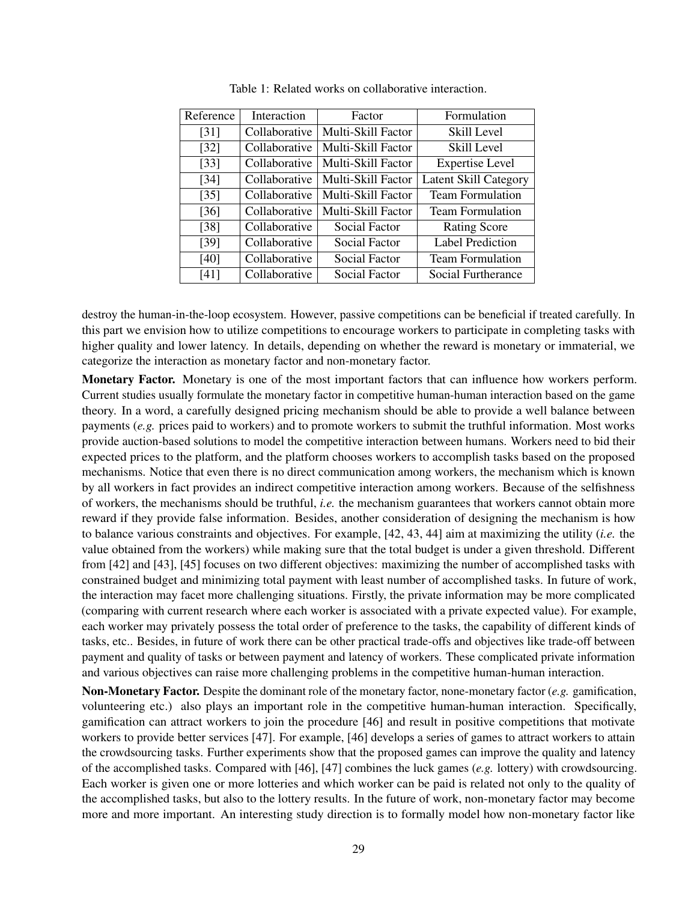Table 1: Related works on collaborative interaction.

| Reference | Interaction | Factor | Formulation |
| --- | --- | --- | --- |
| [31] | Collaborative | Multi-Skill Factor | Skill Level |
| [32] | Collaborative | Multi-Skill Factor | Skill Level |
| [33] | Collaborative | Multi-Skill Factor | Expertise Level |
| [34] | Collaborative | Multi-Skill Factor | Latent Skill Category |
| [35] | Collaborative | Multi-Skill Factor | Team Formulation |
| [36] | Collaborative | Multi-Skill Factor | Team Formulation |
| [38] | Collaborative | Social Factor | Rating Score |
| [39] | Collaborative | Social Factor | Label Prediction |
| [40] | Collaborative | Social Factor | Team Formulation |
| [41] | Collaborative | Social Factor | Social Furtherance |

destroy the human-in-the-loop ecosystem. However, passive competitions can be beneficial if treated carefully. In this part we envision how to utilize competitions to encourage workers to participate in completing tasks with higher quality and lower latency. In details, depending on whether the reward is monetary or immaterial, we categorize the interaction as monetary factor and non-monetary factor.

**Monetary Factor.** Monetary is one of the most important factors that can influence how workers perform. Current studies usually formulate the monetary factor in competitive human-human interaction based on the game theory. In a word, a carefully designed pricing mechanism should be able to provide a well balance between payments (*e.g.* prices paid to workers) and to promote workers to submit the truthful information. Most works provide auction-based solutions to model the competitive interaction between humans. Workers need to bid their expected prices to the platform, and the platform chooses workers to accomplish tasks based on the proposed mechanisms. Notice that even there is no direct communication among workers, the mechanism which is known by all workers in fact provides an indirect competitive interaction among workers. Because of the selfishness of workers, the mechanisms should be truthful, *i.e.* the mechanism guarantees that workers cannot obtain more reward if they provide false information. Besides, another consideration of designing the mechanism is how to balance various constraints and objectives. For example, [42, 43, 44] aim at maximizing the utility (*i.e.* the value obtained from the workers) while making sure that the total budget is under a given threshold. Different from [42] and [43], [45] focuses on two different objectives: maximizing the number of accomplished tasks with constrained budget and minimizing total payment with least number of accomplished tasks. In future of work, the interaction may facet more challenging situations. Firstly, the private information may be more complicated (comparing with current research where each worker is associated with a private expected value). For example, each worker may privately possess the total order of preference to the tasks, the capability of different kinds of tasks, etc.. Besides, in future of work there can be other practical trade-offs and objectives like trade-off between payment and quality of tasks or between payment and latency of workers. These complicated private information and various objectives can raise more challenging problems in the competitive human-human interaction.

**Non-Monetary Factor.** Despite the dominant role of the monetary factor, none-monetary factor (*e.g.* gamification, volunteering etc.) also plays an important role in the competitive human-human interaction. Specifically, gamification can attract workers to join the procedure [46] and result in positive competitions that motivate workers to provide better services [47]. For example, [46] develops a series of games to attract workers to attain the crowdsourcing tasks. Further experiments show that the proposed games can improve the quality and latency of the accomplished tasks. Compared with [46], [47] combines the luck games (*e.g.* lottery) with crowdsourcing. Each worker is given one or more lotteries and which worker can be paid is related not only to the quality of the accomplished tasks, but also to the lottery results. In the future of work, non-monetary factor may become more and more important. An interesting study direction is to formally model how non-monetary factor like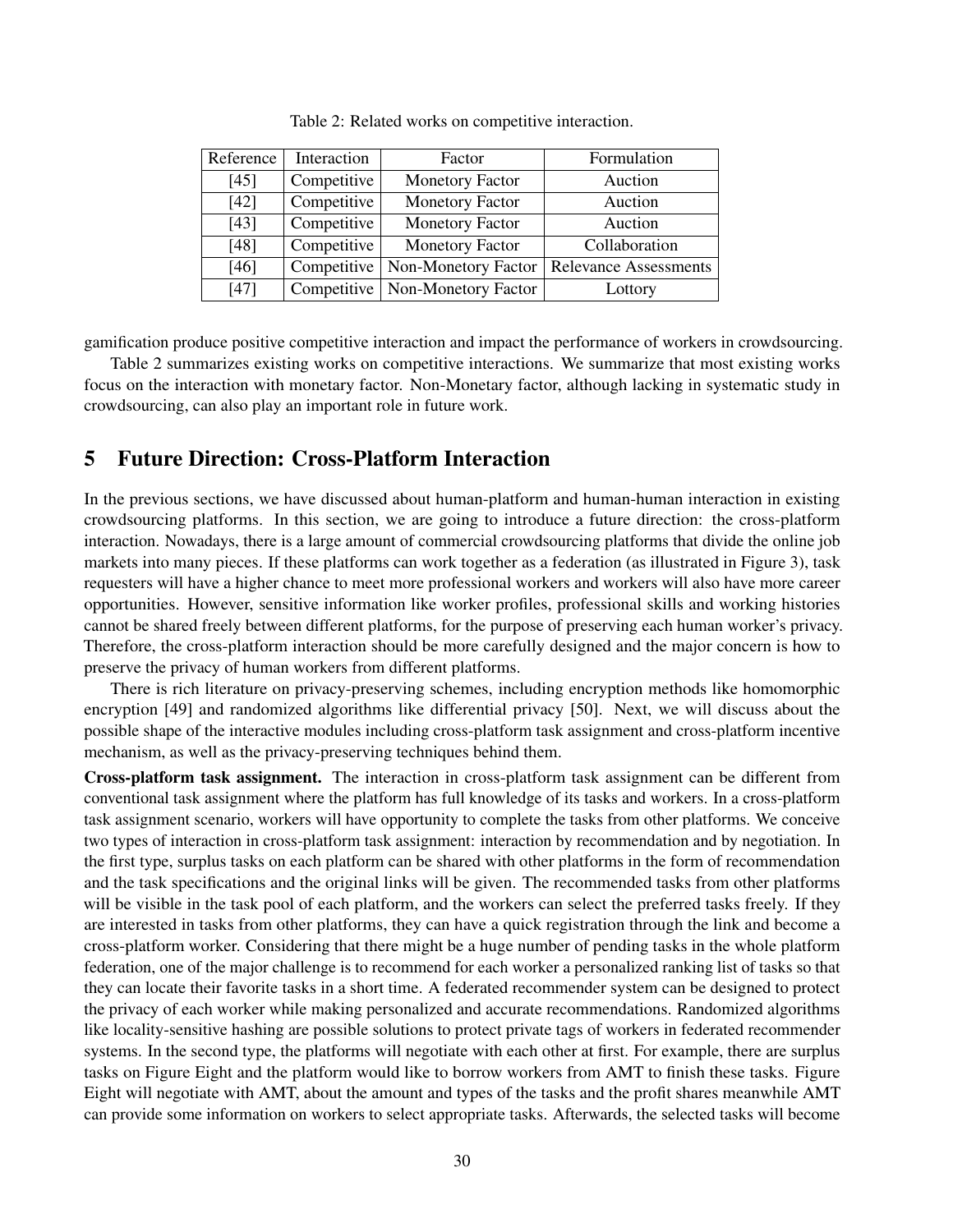Table 2: Related works on competitive interaction.

| Reference | Interaction | Factor | Formulation |
|---|---|---|---|
| [45] | Competitive | Monetory Factor | Auction |
| [42] | Competitive | Monetory Factor | Auction |
| [43] | Competitive | Monetory Factor | Auction |
| [48] | Competitive | Monetory Factor | Collaboration |
| [46] | Competitive | Non-Monetory Factor | Relevance Assessments |
| [47] | Competitive | Non-Monetory Factor | Lottery |

gamification produce positive competitive interaction and impact the performance of workers in crowdsourcing.

Table 2 summarizes existing works on competitive interactions. We summarize that most existing works focus on the interaction with monetary factor. Non-Monetary factor, although lacking in systematic study in crowdsourcing, can also play an important role in future work.

## 5 Future Direction: Cross-Platform Interaction

In the previous sections, we have discussed about human-platform and human-human interaction in existing crowdsourcing platforms. In this section, we are going to introduce a future direction: the cross-platform interaction. Nowadays, there is a large amount of commercial crowdsourcing platforms that divide the online job markets into many pieces. If these platforms can work together as a federation (as illustrated in Figure 3), task requesters will have a higher chance to meet more professional workers and workers will also have more career opportunities. However, sensitive information like worker profiles, professional skills and working histories cannot be shared freely between different platforms, for the purpose of preserving each human worker's privacy. Therefore, the cross-platform interaction should be more carefully designed and the major concern is how to preserve the privacy of human workers from different platforms.

There is rich literature on privacy-preserving schemes, including encryption methods like homomorphic encryption [49] and randomized algorithms like differential privacy [50]. Next, we will discuss about the possible shape of the interactive modules including cross-platform task assignment and cross-platform incentive mechanism, as well as the privacy-preserving techniques behind them.

**Cross-platform task assignment.** The interaction in cross-platform task assignment can be different from conventional task assignment where the platform has full knowledge of its tasks and workers. In a cross-platform task assignment scenario, workers will have opportunity to complete the tasks from other platforms. We conceive two types of interaction in cross-platform task assignment: interaction by recommendation and by negotiation. In the first type, surplus tasks on each platform can be shared with other platforms in the form of recommendation and the task specifications and the original links will be given. The recommended tasks from other platforms will be visible in the task pool of each platform, and the workers can select the preferred tasks freely. If they are interested in tasks from other platforms, they can have a quick registration through the link and become a cross-platform worker. Considering that there might be a huge number of pending tasks in the whole platform federation, one of the major challenge is to recommend for each worker a personalized ranking list of tasks so that they can locate their favorite tasks in a short time. A federated recommender system can be designed to protect the privacy of each worker while making personalized and accurate recommendations. Randomized algorithms like locality-sensitive hashing are possible solutions to protect private tags of workers in federated recommender systems. In the second type, the platforms will negotiate with each other at first. For example, there are surplus tasks on Figure Eight and the platform would like to borrow workers from AMT to finish these tasks. Figure Eight will negotiate with AMT, about the amount and types of the tasks and the profit shares meanwhile AMT can provide some information on workers to select appropriate tasks. Afterwards, the selected tasks will become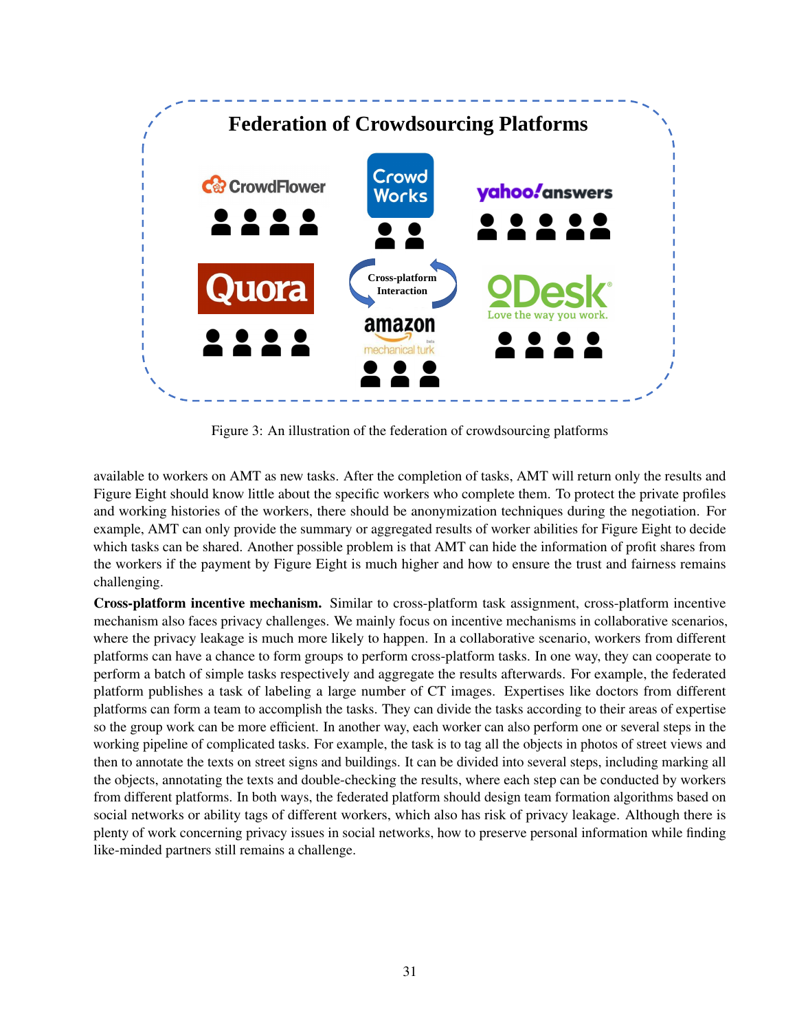Federation of Crowdsourcing Platforms

CrowdFlower

Crowd Works

yahoo!answers

Quora

Cross-platform Interaction

amazon mechanical turk

oDesk Love the way you work.

Figure 3: An illustration of the federation of crowdsourcing platforms

available to workers on AMT as new tasks. After the completion of tasks, AMT will return only the results and Figure Eight should know little about the specific workers who complete them. To protect the private profiles and working histories of the workers, there should be anonymization techniques during the negotiation. For example, AMT can only provide the summary or aggregated results of worker abilities for Figure Eight to decide which tasks can be shared. Another possible problem is that AMT can hide the information of profit shares from the workers if the payment by Figure Eight is much higher and how to ensure the trust and fairness remains challenging.

**Cross-platform incentive mechanism.** Similar to cross-platform task assignment, cross-platform incentive mechanism also faces privacy challenges. We mainly focus on incentive mechanisms in collaborative scenarios, where the privacy leakage is much more likely to happen. In a collaborative scenario, workers from different platforms can have a chance to form groups to perform cross-platform tasks. In one way, they can cooperate to perform a batch of simple tasks respectively and aggregate the results afterwards. For example, the federated platform publishes a task of labeling a large number of CT images. Expertises like doctors from different platforms can form a team to accomplish the tasks. They can divide the tasks according to their areas of expertise so the group work can be more efficient. In another way, each worker can also perform one or several steps in the working pipeline of complicated tasks. For example, the task is to tag all the objects in photos of street views and then to annotate the texts on street signs and buildings. It can be divided into several steps, including marking all the objects, annotating the texts and double-checking the results, where each step can be conducted by workers from different platforms. In both ways, the federated platform should design team formation algorithms based on social networks or ability tags of different workers, which also has risk of privacy leakage. Although there is plenty of work concerning privacy issues in social networks, how to preserve personal information while finding like-minded partners still remains a challenge.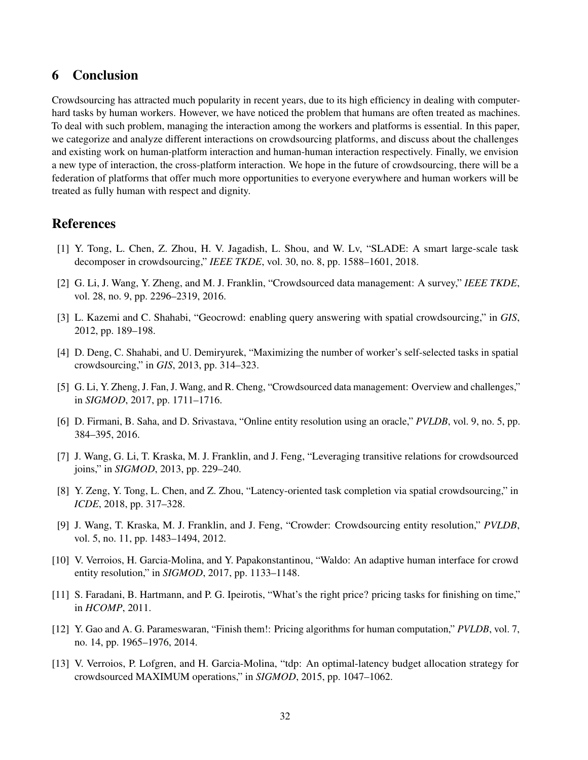## 6 Conclusion

Crowdsourcing has attracted much popularity in recent years, due to its high efficiency in dealing with computer-hard tasks by human workers. However, we have noticed the problem that humans are often treated as machines. To deal with such problem, managing the interaction among the workers and platforms is essential. In this paper, we categorize and analyze different interactions on crowdsourcing platforms, and discuss about the challenges and existing work on human-platform interaction and human-human interaction respectively. Finally, we envision a new type of interaction, the cross-platform interaction. We hope in the future of crowdsourcing, there will be a federation of platforms that offer much more opportunities to everyone everywhere and human workers will be treated as fully human with respect and dignity.

## References

[1] Y. Tong, L. Chen, Z. Zhou, H. V. Jagadish, L. Shou, and W. Lv, "SLADE: A smart large-scale task decomposer in crowdsourcing," *IEEE TKDE*, vol. 30, no. 8, pp. 1588–1601, 2018.

[2] G. Li, J. Wang, Y. Zheng, and M. J. Franklin, "Crowdsourced data management: A survey," *IEEE TKDE*, vol. 28, no. 9, pp. 2296–2319, 2016.

[3] L. Kazemi and C. Shahabi, "Geocrowd: enabling query answering with spatial crowdsourcing," in *GIS*, 2012, pp. 189–198.

[4] D. Deng, C. Shahabi, and U. Demiryurek, "Maximizing the number of worker's self-selected tasks in spatial crowdsourcing," in *GIS*, 2013, pp. 314–323.

[5] G. Li, Y. Zheng, J. Fan, J. Wang, and R. Cheng, "Crowdsourced data management: Overview and challenges," in *SIGMOD*, 2017, pp. 1711–1716.

[6] D. Firmani, B. Saha, and D. Srivastava, "Online entity resolution using an oracle," *PVLDB*, vol. 9, no. 5, pp. 384–395, 2016.

[7] J. Wang, G. Li, T. Kraska, M. J. Franklin, and J. Feng, "Leveraging transitive relations for crowdsourced joins," in *SIGMOD*, 2013, pp. 229–240.

[8] Y. Zeng, Y. Tong, L. Chen, and Z. Zhou, "Latency-oriented task completion via spatial crowdsourcing," in *ICDE*, 2018, pp. 317–328.

[9] J. Wang, T. Kraska, M. J. Franklin, and J. Feng, "Crowder: Crowdsourcing entity resolution," *PVLDB*, vol. 5, no. 11, pp. 1483–1494, 2012.

[10] V. Verroios, H. Garcia-Molina, and Y. Papakonstantinou, "Waldo: An adaptive human interface for crowd entity resolution," in *SIGMOD*, 2017, pp. 1133–1148.

[11] S. Faradani, B. Hartmann, and P. G. Ipeirotis, "What's the right price? pricing tasks for finishing on time," in *HCOMP*, 2011.

[12] Y. Gao and A. G. Parameswaran, "Finish them!: Pricing algorithms for human computation," *PVLDB*, vol. 7, no. 14, pp. 1965–1976, 2014.

[13] V. Verroios, P. Lofgren, and H. Garcia-Molina, "tdp: An optimal-latency budget allocation strategy for crowdsourced MAXIMUM operations," in *SIGMOD*, 2015, pp. 1047–1062.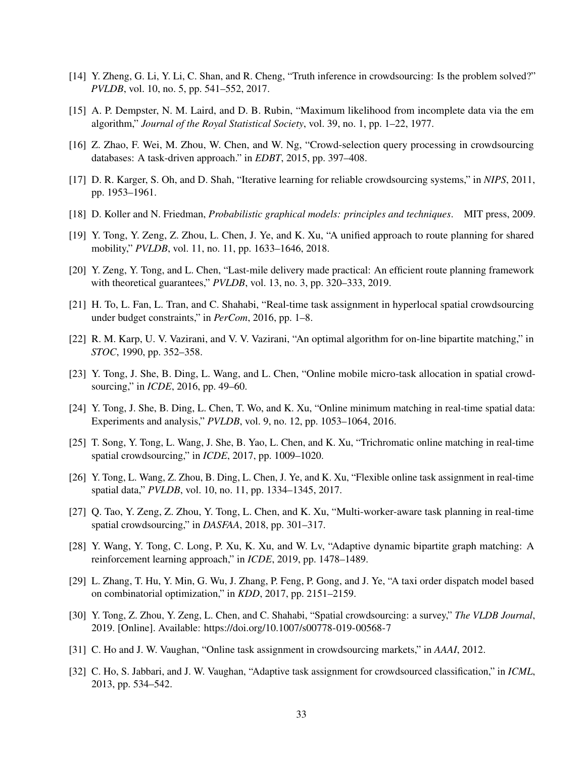[14] Y. Zheng, G. Li, Y. Li, C. Shan, and R. Cheng, "Truth inference in crowdsourcing: Is the problem solved?" *PVLDB*, vol. 10, no. 5, pp. 541–552, 2017.

[15] A. P. Dempster, N. M. Laird, and D. B. Rubin, "Maximum likelihood from incomplete data via the em algorithm," *Journal of the Royal Statistical Society*, vol. 39, no. 1, pp. 1–22, 1977.

[16] Z. Zhao, F. Wei, M. Zhou, W. Chen, and W. Ng, "Crowd-selection query processing in crowdsourcing databases: A task-driven approach." in *EDBT*, 2015, pp. 397–408.

[17] D. R. Karger, S. Oh, and D. Shah, "Iterative learning for reliable crowdsourcing systems," in *NIPS*, 2011, pp. 1953–1961.

[18] D. Koller and N. Friedman, *Probabilistic graphical models: principles and techniques*. MIT press, 2009.

[19] Y. Tong, Y. Zeng, Z. Zhou, L. Chen, J. Ye, and K. Xu, "A unified approach to route planning for shared mobility," *PVLDB*, vol. 11, no. 11, pp. 1633–1646, 2018.

[20] Y. Zeng, Y. Tong, and L. Chen, "Last-mile delivery made practical: An efficient route planning framework with theoretical guarantees," *PVLDB*, vol. 13, no. 3, pp. 320–333, 2019.

[21] H. To, L. Fan, L. Tran, and C. Shahabi, "Real-time task assignment in hyperlocal spatial crowdsourcing under budget constraints," in *PerCom*, 2016, pp. 1–8.

[22] R. M. Karp, U. V. Vazirani, and V. V. Vazirani, "An optimal algorithm for on-line bipartite matching," in *STOC*, 1990, pp. 352–358.

[23] Y. Tong, J. She, B. Ding, L. Wang, and L. Chen, "Online mobile micro-task allocation in spatial crowdsourcing," in *ICDE*, 2016, pp. 49–60.

[24] Y. Tong, J. She, B. Ding, L. Chen, T. Wo, and K. Xu, "Online minimum matching in real-time spatial data: Experiments and analysis," *PVLDB*, vol. 9, no. 12, pp. 1053–1064, 2016.

[25] T. Song, Y. Tong, L. Wang, J. She, B. Yao, L. Chen, and K. Xu, "Trichromatic online matching in real-time spatial crowdsourcing," in *ICDE*, 2017, pp. 1009–1020.

[26] Y. Tong, L. Wang, Z. Zhou, B. Ding, L. Chen, J. Ye, and K. Xu, "Flexible online task assignment in real-time spatial data," *PVLDB*, vol. 10, no. 11, pp. 1334–1345, 2017.

[27] Q. Tao, Y. Zeng, Z. Zhou, Y. Tong, L. Chen, and K. Xu, "Multi-worker-aware task planning in real-time spatial crowdsourcing," in *DASFAA*, 2018, pp. 301–317.

[28] Y. Wang, Y. Tong, C. Long, P. Xu, K. Xu, and W. Lv, "Adaptive dynamic bipartite graph matching: A reinforcement learning approach," in *ICDE*, 2019, pp. 1478–1489.

[29] L. Zhang, T. Hu, Y. Min, G. Wu, J. Zhang, P. Feng, P. Gong, and J. Ye, "A taxi order dispatch model based on combinatorial optimization," in *KDD*, 2017, pp. 2151–2159.

[30] Y. Tong, Z. Zhou, Y. Zeng, L. Chen, and C. Shahabi, "Spatial crowdsourcing: a survey," *The VLDB Journal*, 2019. [Online]. Available: https://doi.org/10.1007/s00778-019-00568-7

[31] C. Ho and J. W. Vaughan, "Online task assignment in crowdsourcing markets," in *AAAI*, 2012.

[32] C. Ho, S. Jabbari, and J. W. Vaughan, "Adaptive task assignment for crowdsourced classification," in *ICML*, 2013, pp. 534–542.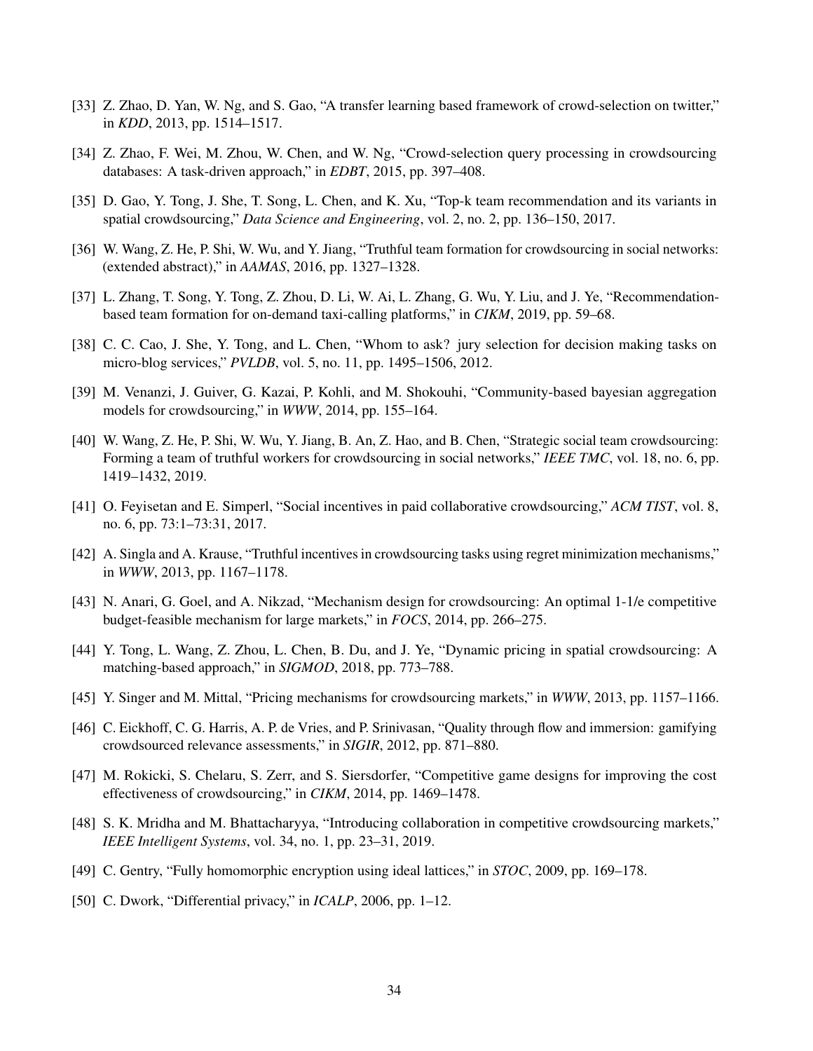[33] Z. Zhao, D. Yan, W. Ng, and S. Gao, "A transfer learning based framework of crowd-selection on twitter," in *KDD*, 2013, pp. 1514–1517.

[34] Z. Zhao, F. Wei, M. Zhou, W. Chen, and W. Ng, "Crowd-selection query processing in crowdsourcing databases: A task-driven approach," in *EDBT*, 2015, pp. 397–408.

[35] D. Gao, Y. Tong, J. She, T. Song, L. Chen, and K. Xu, "Top-k team recommendation and its variants in spatial crowdsourcing," *Data Science and Engineering*, vol. 2, no. 2, pp. 136–150, 2017.

[36] W. Wang, Z. He, P. Shi, W. Wu, and Y. Jiang, "Truthful team formation for crowdsourcing in social networks: (extended abstract)," in *AAMAS*, 2016, pp. 1327–1328.

[37] L. Zhang, T. Song, Y. Tong, Z. Zhou, D. Li, W. Ai, L. Zhang, G. Wu, Y. Liu, and J. Ye, "Recommendation-based team formation for on-demand taxi-calling platforms," in *CIKM*, 2019, pp. 59–68.

[38] C. C. Cao, J. She, Y. Tong, and L. Chen, "Whom to ask? jury selection for decision making tasks on micro-blog services," *PVLDB*, vol. 5, no. 11, pp. 1495–1506, 2012.

[39] M. Venanzi, J. Guiver, G. Kazai, P. Kohli, and M. Shokouhi, "Community-based bayesian aggregation models for crowdsourcing," in *WWW*, 2014, pp. 155–164.

[40] W. Wang, Z. He, P. Shi, W. Wu, Y. Jiang, B. An, Z. Hao, and B. Chen, "Strategic social team crowdsourcing: Forming a team of truthful workers for crowdsourcing in social networks," *IEEE TMC*, vol. 18, no. 6, pp. 1419–1432, 2019.

[41] O. Feyisetan and E. Simperl, "Social incentives in paid collaborative crowdsourcing," *ACM TIST*, vol. 8, no. 6, pp. 73:1–73:31, 2017.

[42] A. Singla and A. Krause, "Truthful incentives in crowdsourcing tasks using regret minimization mechanisms," in *WWW*, 2013, pp. 1167–1178.

[43] N. Anari, G. Goel, and A. Nikzad, "Mechanism design for crowdsourcing: An optimal 1-1/e competitive budget-feasible mechanism for large markets," in *FOCS*, 2014, pp. 266–275.

[44] Y. Tong, L. Wang, Z. Zhou, L. Chen, B. Du, and J. Ye, "Dynamic pricing in spatial crowdsourcing: A matching-based approach," in *SIGMOD*, 2018, pp. 773–788.

[45] Y. Singer and M. Mittal, "Pricing mechanisms for crowdsourcing markets," in *WWW*, 2013, pp. 1157–1166.

[46] C. Eickhoff, C. G. Harris, A. P. de Vries, and P. Srinivasan, "Quality through flow and immersion: gamifying crowdsourced relevance assessments," in *SIGIR*, 2012, pp. 871–880.

[47] M. Rokicki, S. Chelaru, S. Zerr, and S. Siersdorfer, "Competitive game designs for improving the cost effectiveness of crowdsourcing," in *CIKM*, 2014, pp. 1469–1478.

[48] S. K. Mridha and M. Bhattacharyya, "Introducing collaboration in competitive crowdsourcing markets," *IEEE Intelligent Systems*, vol. 34, no. 1, pp. 23–31, 2019.

[49] C. Gentry, "Fully homomorphic encryption using ideal lattices," in *STOC*, 2009, pp. 169–178.

[50] C. Dwork, "Differential privacy," in *ICALP*, 2006, pp. 1–12.